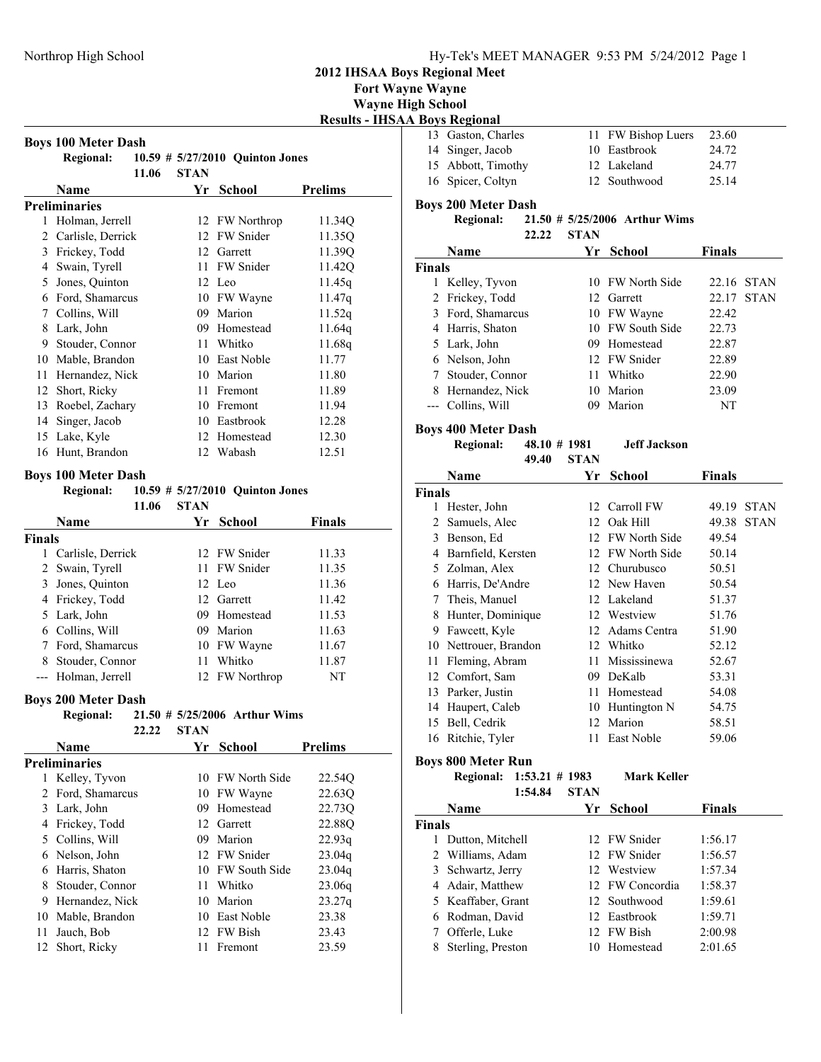# 2012 IHSAA Boys Regional Meet

**Fort Wayne Wayne**
**Wayne High School**
**Results - IHSAA Boys Regional**

## Boys 100 Meter Dash

**Regional:** 10.59 # 5/27/2010 Quinton Jones
11.06 STAN

| | Name | Yr | School | Prelims |
|---|---|---|---|---|
| **Preliminaries** | | | | |
| 1 | Holman, Jerrell | 12 | FW Northrop | 11.34Q |
| 2 | Carlisle, Derrick | 12 | FW Snider | 11.35Q |
| 3 | Frickey, Todd | 12 | Garrett | 11.39Q |
| 4 | Swain, Tyrell | 11 | FW Snider | 11.42Q |
| 5 | Jones, Quinton | 12 | Leo | 11.45q |
| 6 | Ford, Shamarcus | 10 | FW Wayne | 11.47q |
| 7 | Collins, Will | 09 | Marion | 11.52q |
| 8 | Lark, John | 09 | Homestead | 11.64q |
| 9 | Stouder, Connor | 11 | Whitko | 11.68q |
| 10 | Mable, Brandon | 10 | East Noble | 11.77 |
| 11 | Hernandez, Nick | 10 | Marion | 11.80 |
| 12 | Short, Ricky | 11 | Fremont | 11.89 |
| 13 | Roebel, Zachary | 10 | Fremont | 11.94 |
| 14 | Singer, Jacob | 10 | Eastbrook | 12.28 |
| 15 | Lake, Kyle | 12 | Homestead | 12.30 |
| 16 | Hunt, Brandon | 12 | Wabash | 12.51 |

## Boys 100 Meter Dash

**Regional:** 10.59 # 5/27/2010 Quinton Jones
11.06 STAN

| | Name | Yr | School | Finals |
|---|---|---|---|---|
| **Finals** | | | | |
| 1 | Carlisle, Derrick | 12 | FW Snider | 11.33 |
| 2 | Swain, Tyrell | 11 | FW Snider | 11.35 |
| 3 | Jones, Quinton | 12 | Leo | 11.36 |
| 4 | Frickey, Todd | 12 | Garrett | 11.42 |
| 5 | Lark, John | 09 | Homestead | 11.53 |
| 6 | Collins, Will | 09 | Marion | 11.63 |
| 7 | Ford, Shamarcus | 10 | FW Wayne | 11.67 |
| 8 | Stouder, Connor | 11 | Whitko | 11.87 |
| --- | Holman, Jerrell | 12 | FW Northrop | NT |

## Boys 200 Meter Dash

**Regional:** 21.50 # 5/25/2006 Arthur Wims
22.22 STAN

| | Name | Yr | School | Prelims |
|---|---|---|---|---|
| **Preliminaries** | | | | |
| 1 | Kelley, Tyvon | 10 | FW North Side | 22.54Q |
| 2 | Ford, Shamarcus | 10 | FW Wayne | 22.63Q |
| 3 | Lark, John | 09 | Homestead | 22.73Q |
| 4 | Frickey, Todd | 12 | Garrett | 22.88Q |
| 5 | Collins, Will | 09 | Marion | 22.93q |
| 6 | Nelson, John | 12 | FW Snider | 23.04q |
| 6 | Harris, Shaton | 10 | FW South Side | 23.04q |
| 8 | Stouder, Connor | 11 | Whitko | 23.06q |
| 9 | Hernandez, Nick | 10 | Marion | 23.27q |
| 10 | Mable, Brandon | 10 | East Noble | 23.38 |
| 11 | Jauch, Bob | 12 | FW Bish | 23.43 |
| 12 | Short, Ricky | 11 | Fremont | 23.59 |
| 13 | Gaston, Charles | 11 | FW Bishop Luers | 23.60 |
| 14 | Singer, Jacob | 10 | Eastbrook | 24.72 |
| 15 | Abbott, Timothy | 12 | Lakeland | 24.77 |
| 16 | Spicer, Coltyn | 12 | Southwood | 25.14 |

## Boys 200 Meter Dash

**Regional:** 21.50 # 5/25/2006 Arthur Wims
22.22 STAN

| | Name | Yr | School | Finals | |
|---|---|---|---|---|---|
| **Finals** | | | | | |
| 1 | Kelley, Tyvon | 10 | FW North Side | 22.16 | STAN |
| 2 | Frickey, Todd | 12 | Garrett | 22.17 | STAN |
| 3 | Ford, Shamarcus | 10 | FW Wayne | 22.42 | |
| 4 | Harris, Shaton | 10 | FW South Side | 22.73 | |
| 5 | Lark, John | 09 | Homestead | 22.87 | |
| 6 | Nelson, John | 12 | FW Snider | 22.89 | |
| 7 | Stouder, Connor | 11 | Whitko | 22.90 | |
| 8 | Hernandez, Nick | 10 | Marion | 23.09 | |
| --- | Collins, Will | 09 | Marion | NT | |

## Boys 400 Meter Dash

**Regional:** 48.10 # 1981 Jeff Jackson
49.40 STAN

| | Name | Yr | School | Finals | |
|---|---|---|---|---|---|
| **Finals** | | | | | |
| 1 | Hester, John | 12 | Carroll FW | 49.19 | STAN |
| 2 | Samuels, Alec | 12 | Oak Hill | 49.38 | STAN |
| 3 | Benson, Ed | 12 | FW North Side | 49.54 | |
| 4 | Barnfield, Kersten | 12 | FW North Side | 50.14 | |
| 5 | Zolman, Alex | 12 | Churubusco | 50.51 | |
| 6 | Harris, De'Andre | 12 | New Haven | 50.54 | |
| 7 | Theis, Manuel | 12 | Lakeland | 51.37 | |
| 8 | Hunter, Dominique | 12 | Westview | 51.76 | |
| 9 | Fawcett, Kyle | 12 | Adams Centra | 51.90 | |
| 10 | Nettrouer, Brandon | 12 | Whitko | 52.12 | |
| 11 | Fleming, Abram | 11 | Mississinewa | 52.67 | |
| 12 | Comfort, Sam | 09 | DeKalb | 53.31 | |
| 13 | Parker, Justin | 11 | Homestead | 54.08 | |
| 14 | Haupert, Caleb | 10 | Huntington N | 54.75 | |
| 15 | Bell, Cedrik | 12 | Marion | 58.51 | |
| 16 | Ritchie, Tyler | 11 | East Noble | 59.06 | |

## Boys 800 Meter Run

**Regional:** 1:53.21 # 1983 Mark Keller
1:54.84 STAN

| | Name | Yr | School | Finals |
|---|---|---|---|---|
| **Finals** | | | | |
| 1 | Dutton, Mitchell | 12 | FW Snider | 1:56.17 |
| 2 | Williams, Adam | 12 | FW Snider | 1:56.57 |
| 3 | Schwartz, Jerry | 12 | Westview | 1:57.34 |
| 4 | Adair, Matthew | 12 | FW Concordia | 1:58.37 |
| 5 | Keaffaber, Grant | 12 | Southwood | 1:59.61 |
| 6 | Rodman, David | 12 | Eastbrook | 1:59.71 |
| 7 | Offerle, Luke | 12 | FW Bish | 2:00.98 |
| 8 | Sterling, Preston | 10 | Homestead | 2:01.65 |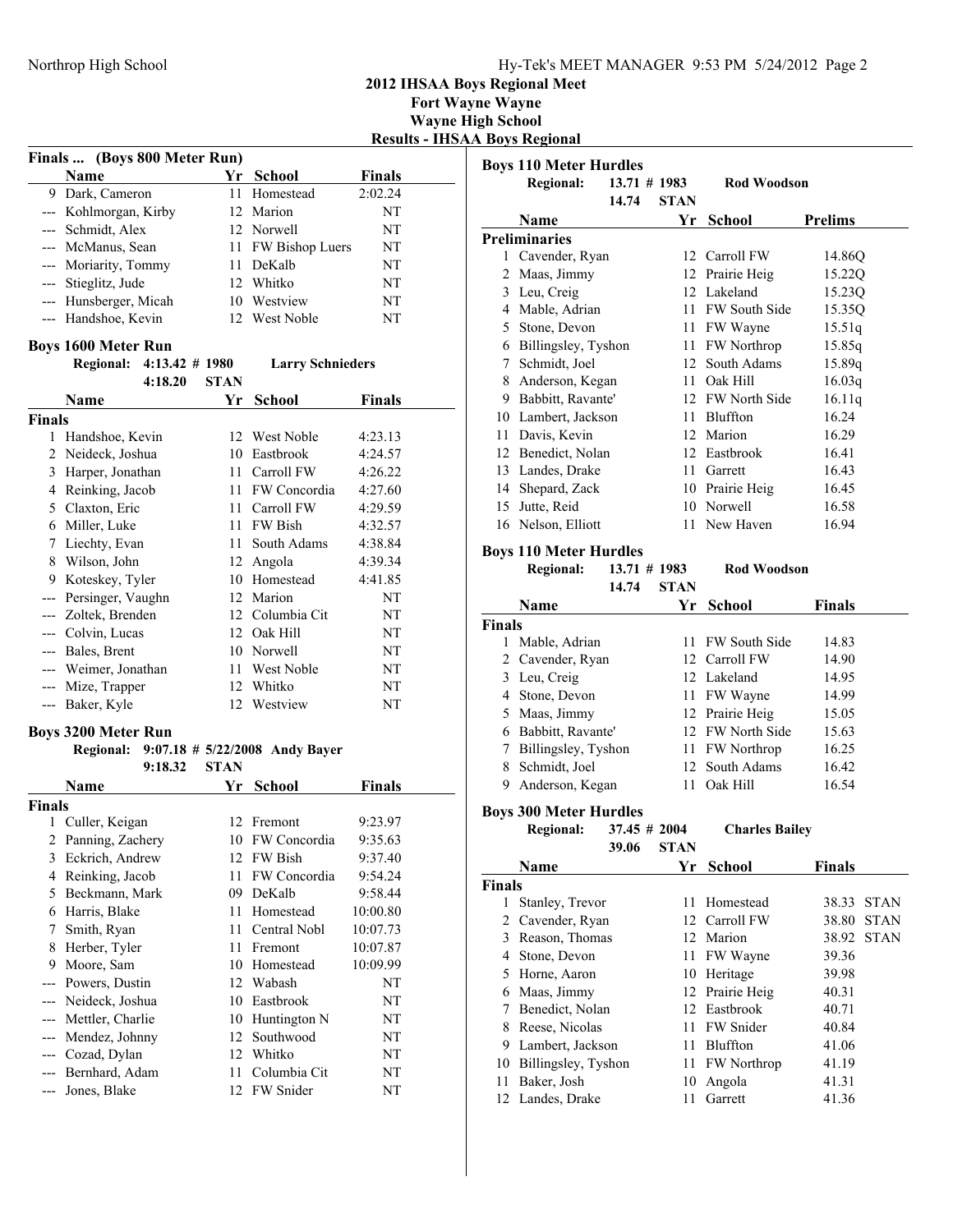## 2012 IHSAA Boys Regional Meet
## Fort Wayne Wayne
## Wayne High School
## Results - IHSAA Boys Regional

### Finals ... (Boys 800 Meter Run)

| | Name | Yr | School | Finals |
|---|---|---|---|---|
| 9 | Dark, Cameron | 11 | Homestead | 2:02.24 |
| --- | Kohlmorgan, Kirby | 12 | Marion | NT |
| --- | Schmidt, Alex | 12 | Norwell | NT |
| --- | McManus, Sean | 11 | FW Bishop Luers | NT |
| --- | Moriarity, Tommy | 11 | DeKalb | NT |
| --- | Stieglitz, Jude | 12 | Whitko | NT |
| --- | Hunsberger, Micah | 10 | Westview | NT |
| --- | Handshoe, Kevin | 12 | West Noble | NT |

### Boys 1600 Meter Run

Regional: 4:13.42 # 1980 Larry Schnieders
4:18.20 STAN

| | Name | Yr | School | Finals |
|---|---|---|---|---|
| **Finals** | | | | |
| 1 | Handshoe, Kevin | 12 | West Noble | 4:23.13 |
| 2 | Neideck, Joshua | 10 | Eastbrook | 4:24.57 |
| 3 | Harper, Jonathan | 11 | Carroll FW | 4:26.22 |
| 4 | Reinking, Jacob | 11 | FW Concordia | 4:27.60 |
| 5 | Claxton, Eric | 11 | Carroll FW | 4:29.59 |
| 6 | Miller, Luke | 11 | FW Bish | 4:32.57 |
| 7 | Liechty, Evan | 11 | South Adams | 4:38.84 |
| 8 | Wilson, John | 12 | Angola | 4:39.34 |
| 9 | Koteskey, Tyler | 10 | Homestead | 4:41.85 |
| --- | Persinger, Vaughn | 12 | Marion | NT |
| --- | Zoltek, Brenden | 12 | Columbia Cit | NT |
| --- | Colvin, Lucas | 12 | Oak Hill | NT |
| --- | Bales, Brent | 10 | Norwell | NT |
| --- | Weimer, Jonathan | 11 | West Noble | NT |
| --- | Mize, Trapper | 12 | Whitko | NT |
| --- | Baker, Kyle | 12 | Westview | NT |

### Boys 3200 Meter Run

Regional: 9:07.18 # 5/22/2008 Andy Bayer
9:18.32 STAN

| | Name | Yr | School | Finals |
|---|---|---|---|---|
| **Finals** | | | | |
| 1 | Culler, Keigan | 12 | Fremont | 9:23.97 |
| 2 | Panning, Zachery | 10 | FW Concordia | 9:35.63 |
| 3 | Eckrich, Andrew | 12 | FW Bish | 9:37.40 |
| 4 | Reinking, Jacob | 11 | FW Concordia | 9:54.24 |
| 5 | Beckmann, Mark | 09 | DeKalb | 9:58.44 |
| 6 | Harris, Blake | 11 | Homestead | 10:00.80 |
| 7 | Smith, Ryan | 11 | Central Nobl | 10:07.73 |
| 8 | Herber, Tyler | 11 | Fremont | 10:07.87 |
| 9 | Moore, Sam | 10 | Homestead | 10:09.99 |
| --- | Powers, Dustin | 12 | Wabash | NT |
| --- | Neideck, Joshua | 10 | Eastbrook | NT |
| --- | Mettler, Charlie | 10 | Huntington N | NT |
| --- | Mendez, Johnny | 12 | Southwood | NT |
| --- | Cozad, Dylan | 12 | Whitko | NT |
| --- | Bernhard, Adam | 11 | Columbia Cit | NT |
| --- | Jones, Blake | 12 | FW Snider | NT |

### Boys 110 Meter Hurdles

Regional: 13.71 # 1983 Rod Woodson
14.74 STAN

| | Name | Yr | School | Prelims |
|---|---|---|---|---|
| **Preliminaries** | | | | |
| 1 | Cavender, Ryan | 12 | Carroll FW | 14.86Q |
| 2 | Maas, Jimmy | 12 | Prairie Heig | 15.22Q |
| 3 | Leu, Creig | 12 | Lakeland | 15.23Q |
| 4 | Mable, Adrian | 11 | FW South Side | 15.35Q |
| 5 | Stone, Devon | 11 | FW Wayne | 15.51q |
| 6 | Billingsley, Tyshon | 11 | FW Northrop | 15.85q |
| 7 | Schmidt, Joel | 12 | South Adams | 15.89q |
| 8 | Anderson, Kegan | 11 | Oak Hill | 16.03q |
| 9 | Babbitt, Ravante' | 12 | FW North Side | 16.11q |
| 10 | Lambert, Jackson | 11 | Bluffton | 16.24 |
| 11 | Davis, Kevin | 12 | Marion | 16.29 |
| 12 | Benedict, Nolan | 12 | Eastbrook | 16.41 |
| 13 | Landes, Drake | 11 | Garrett | 16.43 |
| 14 | Shepard, Zack | 10 | Prairie Heig | 16.45 |
| 15 | Jutte, Reid | 10 | Norwell | 16.58 |
| 16 | Nelson, Elliott | 11 | New Haven | 16.94 |

### Boys 110 Meter Hurdles

Regional: 13.71 # 1983 Rod Woodson
14.74 STAN

| | Name | Yr | School | Finals |
|---|---|---|---|---|
| **Finals** | | | | |
| 1 | Mable, Adrian | 11 | FW South Side | 14.83 |
| 2 | Cavender, Ryan | 12 | Carroll FW | 14.90 |
| 3 | Leu, Creig | 12 | Lakeland | 14.95 |
| 4 | Stone, Devon | 11 | FW Wayne | 14.99 |
| 5 | Maas, Jimmy | 12 | Prairie Heig | 15.05 |
| 6 | Babbitt, Ravante' | 12 | FW North Side | 15.63 |
| 7 | Billingsley, Tyshon | 11 | FW Northrop | 16.25 |
| 8 | Schmidt, Joel | 12 | South Adams | 16.42 |
| 9 | Anderson, Kegan | 11 | Oak Hill | 16.54 |

### Boys 300 Meter Hurdles

Regional: 37.45 # 2004 Charles Bailey
39.06 STAN

| | Name | Yr | School | Finals |
|---|---|---|---|---|
| **Finals** | | | | |
| 1 | Stanley, Trevor | 11 | Homestead | 38.33 STAN |
| 2 | Cavender, Ryan | 12 | Carroll FW | 38.80 STAN |
| 3 | Reason, Thomas | 12 | Marion | 38.92 STAN |
| 4 | Stone, Devon | 11 | FW Wayne | 39.36 |
| 5 | Horne, Aaron | 10 | Heritage | 39.98 |
| 6 | Maas, Jimmy | 12 | Prairie Heig | 40.31 |
| 7 | Benedict, Nolan | 12 | Eastbrook | 40.71 |
| 8 | Reese, Nicolas | 11 | FW Snider | 40.84 |
| 9 | Lambert, Jackson | 11 | Bluffton | 41.06 |
| 10 | Billingsley, Tyshon | 11 | FW Northrop | 41.19 |
| 11 | Baker, Josh | 10 | Angola | 41.31 |
| 12 | Landes, Drake | 11 | Garrett | 41.36 |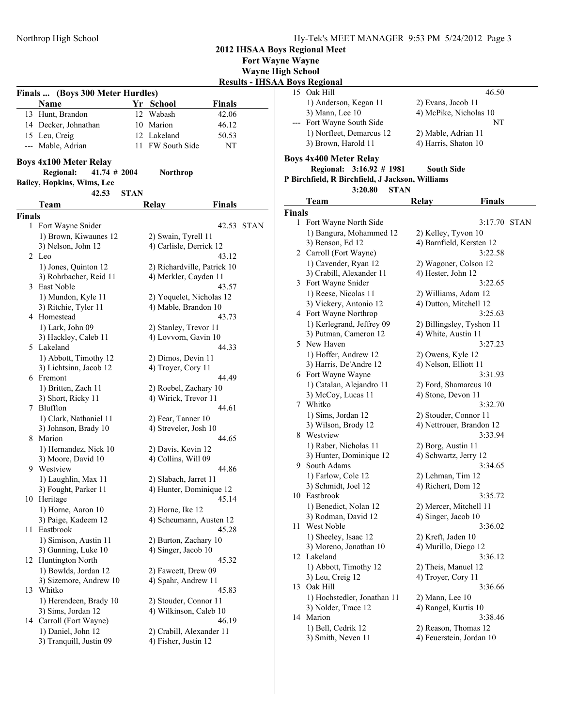## 2012 IHSAA Boys Regional Meet
### Fort Wayne Wayne
### Wayne High School
### Results - IHSAA Boys Regional

**Finals ... (Boys 300 Meter Hurdles)**

| | Name | Yr | School | Finals |
|---|---|---|---|---|
| 13 | Hunt, Brandon | 12 | Wabash | 42.06 |
| 14 | Decker, Johnathan | 10 | Marion | 46.12 |
| 15 | Leu, Creig | 12 | Lakeland | 50.53 |
| --- | Mable, Adrian | 11 | FW South Side | NT |

**Boys 4x100 Meter Relay**

Regional: 41.74 # 2004 Northrop
Bailey, Hopkins, Wims, Lee
42.53 STAN

| | Team | Relay | Finals | |
|---|---|---|---|---|
| **Finals** | | | | |
| 1 | Fort Wayne Snider | | 42.53 | STAN |
| | 1) Brown, Kiwaunes 12 | 2) Swain, Tyrell 11 | | |
| | 3) Nelson, John 12 | 4) Carlisle, Derrick 12 | | |
| 2 | Leo | | 43.12 | |
| | 1) Jones, Quinton 12 | 2) Richardville, Patrick 10 | | |
| | 3) Rohrbacher, Reid 11 | 4) Merkler, Cayden 11 | | |
| 3 | East Noble | | 43.57 | |
| | 1) Mundon, Kyle 11 | 2) Yoquelet, Nicholas 12 | | |
| | 3) Ritchie, Tyler 11 | 4) Mable, Brandon 10 | | |
| 4 | Homestead | | 43.73 | |
| | 1) Lark, John 09 | 2) Stanley, Trevor 11 | | |
| | 3) Hackley, Caleb 11 | 4) Lovvorn, Gavin 10 | | |
| 5 | Lakeland | | 44.33 | |
| | 1) Abbott, Timothy 12 | 2) Dimos, Devin 11 | | |
| | 3) Lichtsinn, Jacob 12 | 4) Troyer, Cory 11 | | |
| 6 | Fremont | | 44.49 | |
| | 1) Britten, Zach 11 | 2) Roebel, Zachary 10 | | |
| | 3) Short, Ricky 11 | 4) Wirick, Trevor 11 | | |
| 7 | Bluffton | | 44.61 | |
| | 1) Clark, Nathaniel 11 | 2) Fear, Tanner 10 | | |
| | 3) Johnson, Brady 10 | 4) Streveler, Josh 10 | | |
| 8 | Marion | | 44.65 | |
| | 1) Hernandez, Nick 10 | 2) Davis, Kevin 12 | | |
| | 3) Moore, David 10 | 4) Collins, Will 09 | | |
| 9 | Westview | | 44.86 | |
| | 1) Laughlin, Max 11 | 2) Slabach, Jarret 11 | | |
| | 3) Fought, Parker 11 | 4) Hunter, Dominique 12 | | |
| 10 | Heritage | | 45.14 | |
| | 1) Horne, Aaron 10 | 2) Horne, Ike 12 | | |
| | 3) Paige, Kadeem 12 | 4) Scheumann, Austen 12 | | |
| 11 | Eastbrook | | 45.28 | |
| | 1) Simison, Austin 11 | 2) Burton, Zachary 10 | | |
| | 3) Gunning, Luke 10 | 4) Singer, Jacob 10 | | |
| 12 | Huntington North | | 45.32 | |
| | 1) Bowlds, Jordan 12 | 2) Fawcett, Drew 09 | | |
| | 3) Sizemore, Andrew 10 | 4) Spahr, Andrew 11 | | |
| 13 | Whitko | | 45.83 | |
| | 1) Herendeen, Brady 10 | 2) Stouder, Connor 11 | | |
| | 3) Sims, Jordan 12 | 4) Wilkinson, Caleb 10 | | |
| 14 | Carroll (Fort Wayne) | | 46.19 | |
| | 1) Daniel, John 12 | 2) Crabill, Alexander 11 | | |
| | 3) Tranquill, Justin 09 | 4) Fisher, Justin 12 | | |
| 15 | Oak Hill | | 46.50 | |
| | 1) Anderson, Kegan 11 | 2) Evans, Jacob 11 | | |
| | 3) Mann, Lee 10 | 4) McPike, Nicholas 10 | | |
| --- | Fort Wayne South Side | | NT | |
| | 1) Norfleet, Demarcus 12 | 2) Mable, Adrian 11 | | |
| | 3) Brown, Harold 11 | 4) Harris, Shaton 10 | | |

**Boys 4x400 Meter Relay**

Regional: 3:16.92 # 1981 South Side
P Birchfield, R Birchfield, J Jackson, Williams
3:20.80 STAN

| | Team | Relay | Finals | |
|---|---|---|---|---|
| **Finals** | | | | |
| 1 | Fort Wayne North Side | | 3:17.70 | STAN |
| | 1) Bangura, Mohammed 12 | 2) Kelley, Tyvon 10 | | |
| | 3) Benson, Ed 12 | 4) Barnfield, Kersten 12 | | |
| 2 | Carroll (Fort Wayne) | | 3:22.58 | |
| | 1) Cavender, Ryan 12 | 2) Wagoner, Colson 12 | | |
| | 3) Crabill, Alexander 11 | 4) Hester, John 12 | | |
| 3 | Fort Wayne Snider | | 3:22.65 | |
| | 1) Reese, Nicolas 11 | 2) Williams, Adam 12 | | |
| | 3) Vickery, Antonio 12 | 4) Dutton, Mitchell 12 | | |
| 4 | Fort Wayne Northrop | | 3:25.63 | |
| | 1) Kerlegrand, Jeffrey 09 | 2) Billingsley, Tyshon 11 | | |
| | 3) Putman, Cameron 12 | 4) White, Austin 11 | | |
| 5 | New Haven | | 3:27.23 | |
| | 1) Hoffer, Andrew 12 | 2) Owens, Kyle 12 | | |
| | 3) Harris, De'Andre 12 | 4) Nelson, Elliott 11 | | |
| 6 | Fort Wayne Wayne | | 3:31.93 | |
| | 1) Catalan, Alejandro 11 | 2) Ford, Shamarcus 10 | | |
| | 3) McCoy, Lucas 11 | 4) Stone, Devon 11 | | |
| 7 | Whitko | | 3:32.70 | |
| | 1) Sims, Jordan 12 | 2) Stouder, Connor 11 | | |
| | 3) Wilson, Brody 12 | 4) Nettrouer, Brandon 12 | | |
| 8 | Westview | | 3:33.94 | |
| | 1) Raber, Nicholas 11 | 2) Borg, Austin 11 | | |
| | 3) Hunter, Dominique 12 | 4) Schwartz, Jerry 12 | | |
| 9 | South Adams | | 3:34.65 | |
| | 1) Farlow, Cole 12 | 2) Lehman, Tim 12 | | |
| | 3) Schmidt, Joel 12 | 4) Richert, Dom 12 | | |
| 10 | Eastbrook | | 3:35.72 | |
| | 1) Benedict, Nolan 12 | 2) Mercer, Mitchell 11 | | |
| | 3) Rodman, David 12 | 4) Singer, Jacob 10 | | |
| 11 | West Noble | | 3:36.02 | |
| | 1) Sheeley, Isaac 12 | 2) Kreft, Jaden 10 | | |
| | 3) Moreno, Jonathan 10 | 4) Murillo, Diego 12 | | |
| 12 | Lakeland | | 3:36.12 | |
| | 1) Abbott, Timothy 12 | 2) Theis, Manuel 12 | | |
| | 3) Leu, Creig 12 | 4) Troyer, Cory 11 | | |
| 13 | Oak Hill | | 3:36.66 | |
| | 1) Hochstedler, Jonathan 11 | 2) Mann, Lee 10 | | |
| | 3) Nolder, Trace 12 | 4) Rangel, Kurtis 10 | | |
| 14 | Marion | | 3:38.46 | |
| | 1) Bell, Cedrik 12 | 2) Reason, Thomas 12 | | |
| | 3) Smith, Neven 11 | 4) Feuerstein, Jordan 10 | | |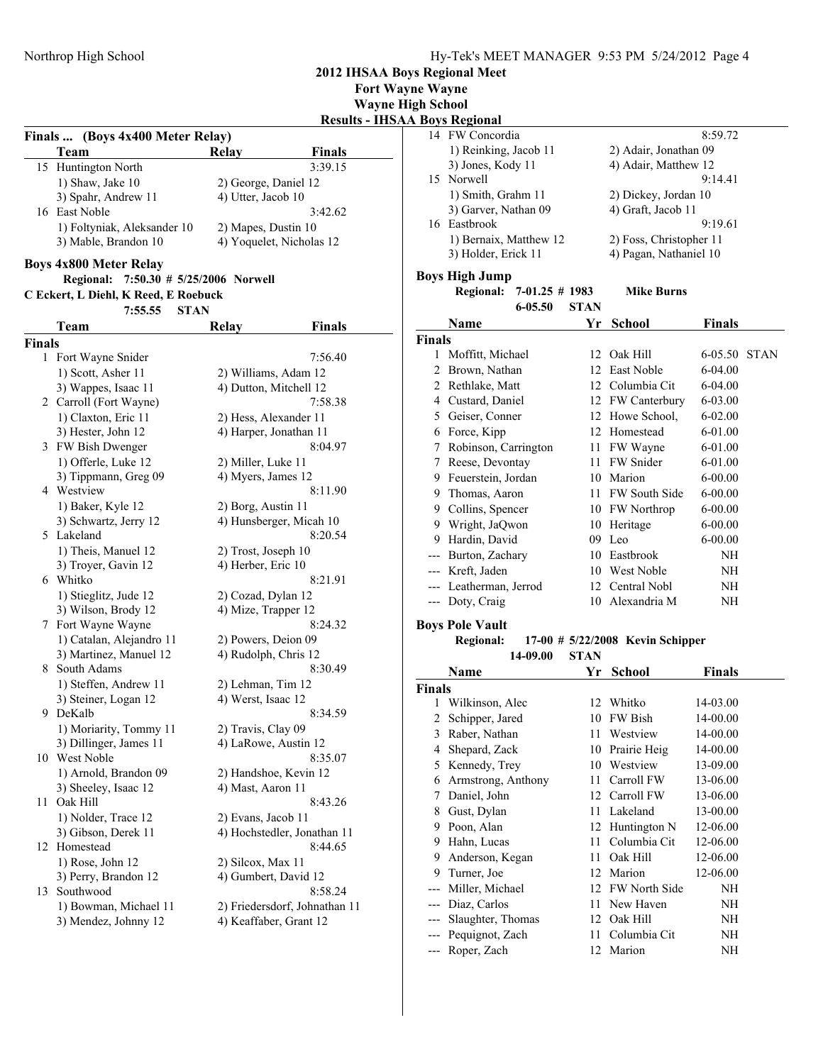## 2012 IHSAA Boys Regional Meet

**Fort Wayne Wayne**

**Wayne High School**

**Results - IHSAA Boys Regional**

### Finals ... (Boys 4x400 Meter Relay)

| Team | Relay | Finals |
|---|---|---|
| 15 Huntington North | | 3:39.15 |
| 1) Shaw, Jake 10 | 2) George, Daniel 12 | |
| 3) Spahr, Andrew 11 | 4) Utter, Jacob 10 | |
| 16 East Noble | | 3:42.62 |
| 1) Foltyniak, Aleksander 10 | 2) Mapes, Dustin 10 | |
| 3) Mable, Brandon 10 | 4) Yoquelet, Nicholas 12 | |

### Boys 4x800 Meter Relay

Regional: 7:50.30 # 5/25/2006 Norwell

C Eckert, L Diehl, K Reed, E Roebuck

7:55.55 STAN

| Team | Relay | Finals |
|---|---|---|
| **Finals** | | |
| 1 Fort Wayne Snider | | 7:56.40 |
| 1) Scott, Asher 11 | 2) Williams, Adam 12 | |
| 3) Wappes, Isaac 11 | 4) Dutton, Mitchell 12 | |
| 2 Carroll (Fort Wayne) | | 7:58.38 |
| 1) Claxton, Eric 11 | 2) Hess, Alexander 11 | |
| 3) Hester, John 12 | 4) Harper, Jonathan 11 | |
| 3 FW Bish Dwenger | | 8:04.97 |
| 1) Offerle, Luke 12 | 2) Miller, Luke 11 | |
| 3) Tippmann, Greg 09 | 4) Myers, James 12 | |
| 4 Westview | | 8:11.90 |
| 1) Baker, Kyle 12 | 2) Borg, Austin 11 | |
| 3) Schwartz, Jerry 12 | 4) Hunsberger, Micah 10 | |
| 5 Lakeland | | 8:20.54 |
| 1) Theis, Manuel 12 | 2) Trost, Joseph 10 | |
| 3) Troyer, Gavin 12 | 4) Herber, Eric 10 | |
| 6 Whitko | | 8:21.91 |
| 1) Stieglitz, Jude 12 | 2) Cozad, Dylan 12 | |
| 3) Wilson, Brody 12 | 4) Mize, Trapper 12 | |
| 7 Fort Wayne Wayne | | 8:24.32 |
| 1) Catalan, Alejandro 11 | 2) Powers, Deion 09 | |
| 3) Martinez, Manuel 12 | 4) Rudolph, Chris 12 | |
| 8 South Adams | | 8:30.49 |
| 1) Steffen, Andrew 11 | 2) Lehman, Tim 12 | |
| 3) Steiner, Logan 12 | 4) Werst, Isaac 12 | |
| 9 DeKalb | | 8:34.59 |
| 1) Moriarity, Tommy 11 | 2) Travis, Clay 09 | |
| 3) Dillinger, James 11 | 4) LaRowe, Austin 12 | |
| 10 West Noble | | 8:35.07 |
| 1) Arnold, Brandon 09 | 2) Handshoe, Kevin 12 | |
| 3) Sheeley, Isaac 12 | 4) Mast, Aaron 11 | |
| 11 Oak Hill | | 8:43.26 |
| 1) Nolder, Trace 12 | 2) Evans, Jacob 11 | |
| 3) Gibson, Derek 11 | 4) Hochstedler, Jonathan 11 | |
| 12 Homestead | | 8:44.65 |
| 1) Rose, John 12 | 2) Silcox, Max 11 | |
| 3) Perry, Brandon 12 | 4) Gumbert, David 12 | |
| 13 Southwood | | 8:58.24 |
| 1) Bowman, Michael 11 | 2) Friedersdorf, Johnathan 11 | |
| 3) Mendez, Johnny 12 | 4) Keaffaber, Grant 12 | |
| 14 FW Concordia | | 8:59.72 |
| 1) Reinking, Jacob 11 | 2) Adair, Jonathan 09 | |
| 3) Jones, Kody 11 | 4) Adair, Matthew 12 | |
| 15 Norwell | | 9:14.41 |
| 1) Smith, Grahm 11 | 2) Dickey, Jordan 10 | |
| 3) Garver, Nathan 09 | 4) Graft, Jacob 11 | |
| 16 Eastbrook | | 9:19.61 |
| 1) Bernaix, Matthew 12 | 2) Foss, Christopher 11 | |
| 3) Holder, Erick 11 | 4) Pagan, Nathaniel 10 | |

### Boys High Jump

Regional: 7-01.25 # 1983 Mike Burns

6-05.50 STAN

| | Name | Yr | School | Finals | |
|---|---|---|---|---|---|
| **Finals** | | | | | |
| 1 | Moffitt, Michael | 12 | Oak Hill | 6-05.50 | STAN |
| 2 | Brown, Nathan | 12 | East Noble | 6-04.00 | |
| 2 | Rethlake, Matt | 12 | Columbia Cit | 6-04.00 | |
| 4 | Custard, Daniel | 12 | FW Canterbury | 6-03.00 | |
| 5 | Geiser, Conner | 12 | Howe School, | 6-02.00 | |
| 6 | Force, Kipp | 12 | Homestead | 6-01.00 | |
| 7 | Robinson, Carrington | 11 | FW Wayne | 6-01.00 | |
| 7 | Reese, Devontay | 11 | FW Snider | 6-01.00 | |
| 9 | Feuerstein, Jordan | 10 | Marion | 6-00.00 | |
| 9 | Thomas, Aaron | 11 | FW South Side | 6-00.00 | |
| 9 | Collins, Spencer | 10 | FW Northrop | 6-00.00 | |
| 9 | Wright, JaQwon | 10 | Heritage | 6-00.00 | |
| 9 | Hardin, David | 09 | Leo | 6-00.00 | |
| --- | Burton, Zachary | 10 | Eastbrook | NH | |
| --- | Kreft, Jaden | 10 | West Noble | NH | |
| --- | Leatherman, Jerrod | 12 | Central Nobl | NH | |
| --- | Doty, Craig | 10 | Alexandria M | NH | |

### Boys Pole Vault

Regional: 17-00 # 5/22/2008 Kevin Schipper

14-09.00 STAN

| | Name | Yr | School | Finals |
|---|---|---|---|---|
| **Finals** | | | | |
| 1 | Wilkinson, Alec | 12 | Whitko | 14-03.00 |
| 2 | Schipper, Jared | 10 | FW Bish | 14-00.00 |
| 3 | Raber, Nathan | 11 | Westview | 14-00.00 |
| 4 | Shepard, Zack | 10 | Prairie Heig | 14-00.00 |
| 5 | Kennedy, Trey | 10 | Westview | 13-09.00 |
| 6 | Armstrong, Anthony | 11 | Carroll FW | 13-06.00 |
| 7 | Daniel, John | 12 | Carroll FW | 13-06.00 |
| 8 | Gust, Dylan | 11 | Lakeland | 13-00.00 |
| 9 | Poon, Alan | 12 | Huntington N | 12-06.00 |
| 9 | Hahn, Lucas | 11 | Columbia Cit | 12-06.00 |
| 9 | Anderson, Kegan | 11 | Oak Hill | 12-06.00 |
| 9 | Turner, Joe | 12 | Marion | 12-06.00 |
| --- | Miller, Michael | 12 | FW North Side | NH |
| --- | Diaz, Carlos | 11 | New Haven | NH |
| --- | Slaughter, Thomas | 12 | Oak Hill | NH |
| --- | Pequignot, Zach | 11 | Columbia Cit | NH |
| --- | Roper, Zach | 12 | Marion | NH |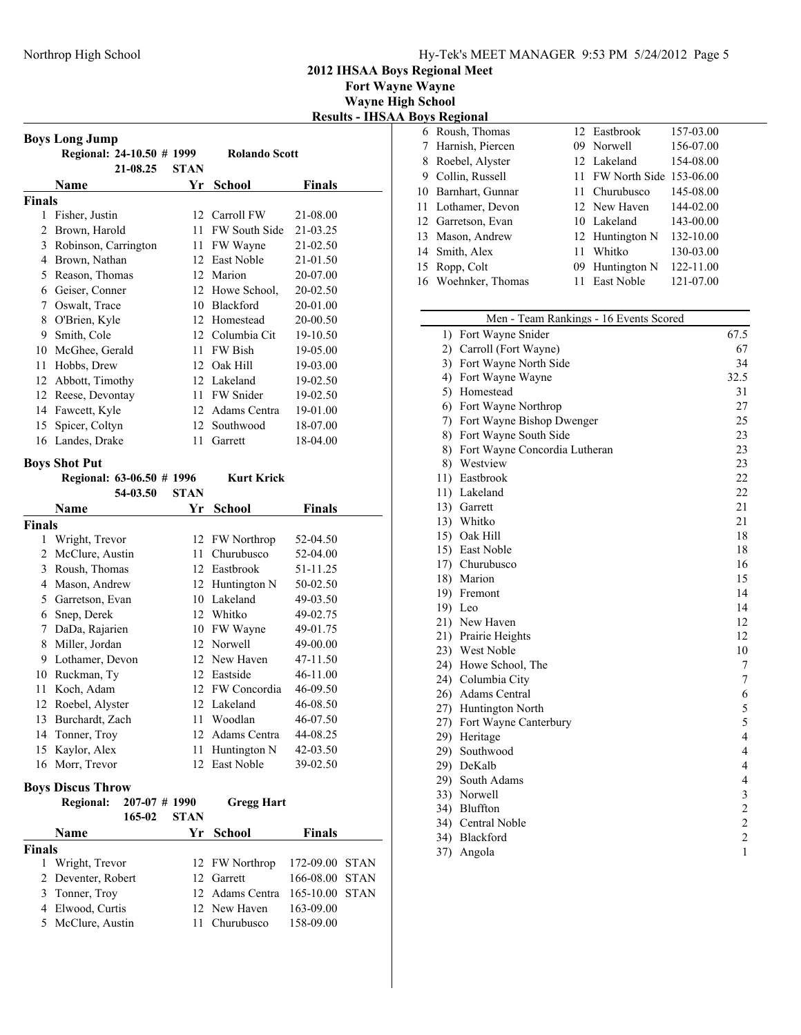**2012 IHSAA Boys Regional Meet**
**Fort Wayne Wayne**
**Wayne High School**
**Results - IHSAA Boys Regional**

### Boys Long Jump

Regional: 24-10.50 # 1999 **Rolando Scott**
21-08.25 **STAN**

| | Name | Yr | School | Finals |
|---|---|---|---|---|
| **Finals** | | | | |
| 1 | Fisher, Justin | 12 | Carroll FW | 21-08.00 |
| 2 | Brown, Harold | 11 | FW South Side | 21-03.25 |
| 3 | Robinson, Carrington | 11 | FW Wayne | 21-02.50 |
| 4 | Brown, Nathan | 12 | East Noble | 21-01.50 |
| 5 | Reason, Thomas | 12 | Marion | 20-07.00 |
| 6 | Geiser, Conner | 12 | Howe School, | 20-02.50 |
| 7 | Oswalt, Trace | 10 | Blackford | 20-01.00 |
| 8 | O'Brien, Kyle | 12 | Homestead | 20-00.50 |
| 9 | Smith, Cole | 12 | Columbia Cit | 19-10.50 |
| 10 | McGhee, Gerald | 11 | FW Bish | 19-05.00 |
| 11 | Hobbs, Drew | 12 | Oak Hill | 19-03.00 |
| 12 | Abbott, Timothy | 12 | Lakeland | 19-02.50 |
| 12 | Reese, Devontay | 11 | FW Snider | 19-02.50 |
| 14 | Fawcett, Kyle | 12 | Adams Centra | 19-01.00 |
| 15 | Spicer, Coltyn | 12 | Southwood | 18-07.00 |
| 16 | Landes, Drake | 11 | Garrett | 18-04.00 |

### Boys Shot Put

Regional: 63-06.50 # 1996 **Kurt Krick**
54-03.50 **STAN**

| | Name | Yr | School | Finals |
|---|---|---|---|---|
| **Finals** | | | | |
| 1 | Wright, Trevor | 12 | FW Northrop | 52-04.50 |
| 2 | McClure, Austin | 11 | Churubusco | 52-04.00 |
| 3 | Roush, Thomas | 12 | Eastbrook | 51-11.25 |
| 4 | Mason, Andrew | 12 | Huntington N | 50-02.50 |
| 5 | Garretson, Evan | 10 | Lakeland | 49-03.50 |
| 6 | Snep, Derek | 12 | Whitko | 49-02.75 |
| 7 | DaDa, Rajarien | 10 | FW Wayne | 49-01.75 |
| 8 | Miller, Jordan | 12 | Norwell | 49-00.00 |
| 9 | Lothamer, Devon | 12 | New Haven | 47-11.50 |
| 10 | Ruckman, Ty | 12 | Eastside | 46-11.00 |
| 11 | Koch, Adam | 12 | FW Concordia | 46-09.50 |
| 12 | Roebel, Alyster | 12 | Lakeland | 46-08.50 |
| 13 | Burchardt, Zach | 11 | Woodlan | 46-07.50 |
| 14 | Tonner, Troy | 12 | Adams Centra | 44-08.25 |
| 15 | Kaylor, Alex | 11 | Huntington N | 42-03.50 |
| 16 | Morr, Trevor | 12 | East Noble | 39-02.50 |

### Boys Discus Throw

Regional: 207-07 # 1990 **Gregg Hart**
165-02 **STAN**

| | Name | Yr | School | Finals | |
|---|---|---|---|---|---|
| **Finals** | | | | | |
| 1 | Wright, Trevor | 12 | FW Northrop | 172-09.00 | STAN |
| 2 | Deventer, Robert | 12 | Garrett | 166-08.00 | STAN |
| 3 | Tonner, Troy | 12 | Adams Centra | 165-10.00 | STAN |
| 4 | Elwood, Curtis | 12 | New Haven | 163-09.00 | |
| 5 | McClure, Austin | 11 | Churubusco | 158-09.00 | |
| 6 | Roush, Thomas | 12 | Eastbrook | 157-03.00 | |
| 7 | Harnish, Piercen | 09 | Norwell | 156-07.00 | |
| 8 | Roebel, Alyster | 12 | Lakeland | 154-08.00 | |
| 9 | Collin, Russell | 11 | FW North Side | 153-06.00 | |
| 10 | Barnhart, Gunnar | 11 | Churubusco | 145-08.00 | |
| 11 | Lothamer, Devon | 12 | New Haven | 144-02.00 | |
| 12 | Garretson, Evan | 10 | Lakeland | 143-00.00 | |
| 13 | Mason, Andrew | 12 | Huntington N | 132-10.00 | |
| 14 | Smith, Alex | 11 | Whitko | 130-03.00 | |
| 15 | Ropp, Colt | 09 | Huntington N | 122-11.00 | |
| 16 | Woehnker, Thomas | 11 | East Noble | 121-07.00 | |

### Men - Team Rankings - 16 Events Scored

| | Team | Points |
|---|---|---|
| 1) | Fort Wayne Snider | 67.5 |
| 2) | Carroll (Fort Wayne) | 67 |
| 3) | Fort Wayne North Side | 34 |
| 4) | Fort Wayne Wayne | 32.5 |
| 5) | Homestead | 31 |
| 6) | Fort Wayne Northrop | 27 |
| 7) | Fort Wayne Bishop Dwenger | 25 |
| 8) | Fort Wayne South Side | 23 |
| 8) | Fort Wayne Concordia Lutheran | 23 |
| 8) | Westview | 23 |
| 11) | Eastbrook | 22 |
| 11) | Lakeland | 22 |
| 13) | Garrett | 21 |
| 13) | Whitko | 21 |
| 15) | Oak Hill | 18 |
| 15) | East Noble | 18 |
| 17) | Churubusco | 16 |
| 18) | Marion | 15 |
| 19) | Fremont | 14 |
| 19) | Leo | 14 |
| 21) | New Haven | 12 |
| 21) | Prairie Heights | 12 |
| 23) | West Noble | 10 |
| 24) | Howe School, The | 7 |
| 24) | Columbia City | 7 |
| 26) | Adams Central | 6 |
| 27) | Huntington North | 5 |
| 27) | Fort Wayne Canterbury | 5 |
| 29) | Heritage | 4 |
| 29) | Southwood | 4 |
| 29) | DeKalb | 4 |
| 29) | South Adams | 4 |
| 33) | Norwell | 3 |
| 34) | Bluffton | 2 |
| 34) | Central Noble | 2 |
| 34) | Blackford | 2 |
| 37) | Angola | 1 |